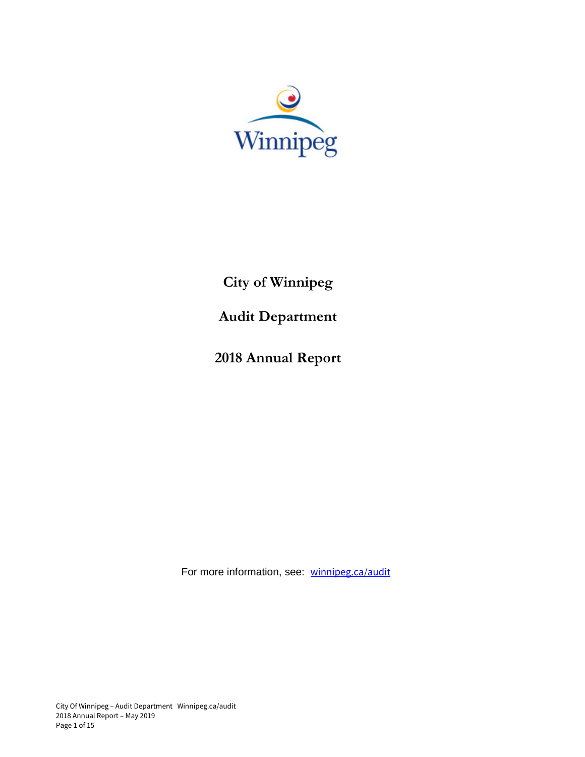# City of Winnipeg

# Audit Department

# 2018 Annual Report

For more information, see: [winnipeg.ca/audit](winnipeg.ca/audit)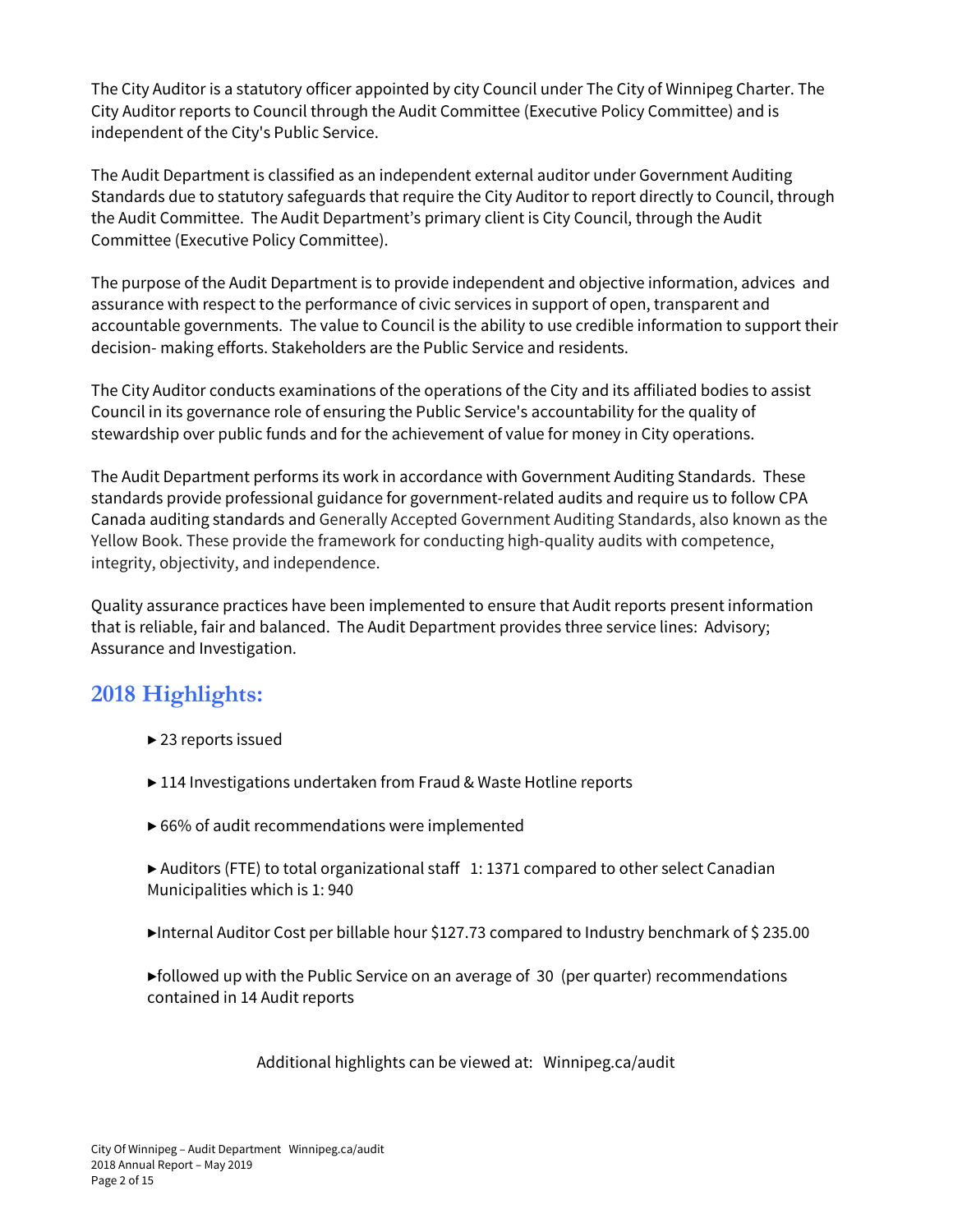The City Auditor is a statutory officer appointed by city Council under The City of Winnipeg Charter. The City Auditor reports to Council through the Audit Committee (Executive Policy Committee) and is independent of the City's Public Service.

The Audit Department is classified as an independent external auditor under Government Auditing Standards due to statutory safeguards that require the City Auditor to report directly to Council, through the Audit Committee. The Audit Department's primary client is City Council, through the Audit Committee (Executive Policy Committee).

The purpose of the Audit Department is to provide independent and objective information, advices and assurance with respect to the performance of civic services in support of open, transparent and accountable governments. The value to Council is the ability to use credible information to support their decision- making efforts. Stakeholders are the Public Service and residents.

The City Auditor conducts examinations of the operations of the City and its affiliated bodies to assist Council in its governance role of ensuring the Public Service's accountability for the quality of stewardship over public funds and for the achievement of value for money in City operations.

The Audit Department performs its work in accordance with Government Auditing Standards. These standards provide professional guidance for government-related audits and require us to follow CPA Canada auditing standards and Generally Accepted Government Auditing Standards, also known as the Yellow Book. These provide the framework for conducting high-quality audits with competence, integrity, objectivity, and independence.

Quality assurance practices have been implemented to ensure that Audit reports present information that is reliable, fair and balanced. The Audit Department provides three service lines: Advisory; Assurance and Investigation.

## 2018 Highlights:

- 23 reports issued
- 114 Investigations undertaken from Fraud & Waste Hotline reports
- 66% of audit recommendations were implemented
- Auditors (FTE) to total organizational staff 1: 1371 compared to other select Canadian Municipalities which is 1: 940
- Internal Auditor Cost per billable hour $127.73 compared to Industry benchmark of $ 235.00
- followed up with the Public Service on an average of 30 (per quarter) recommendations contained in 14 Audit reports

Additional highlights can be viewed at: Winnipeg.ca/audit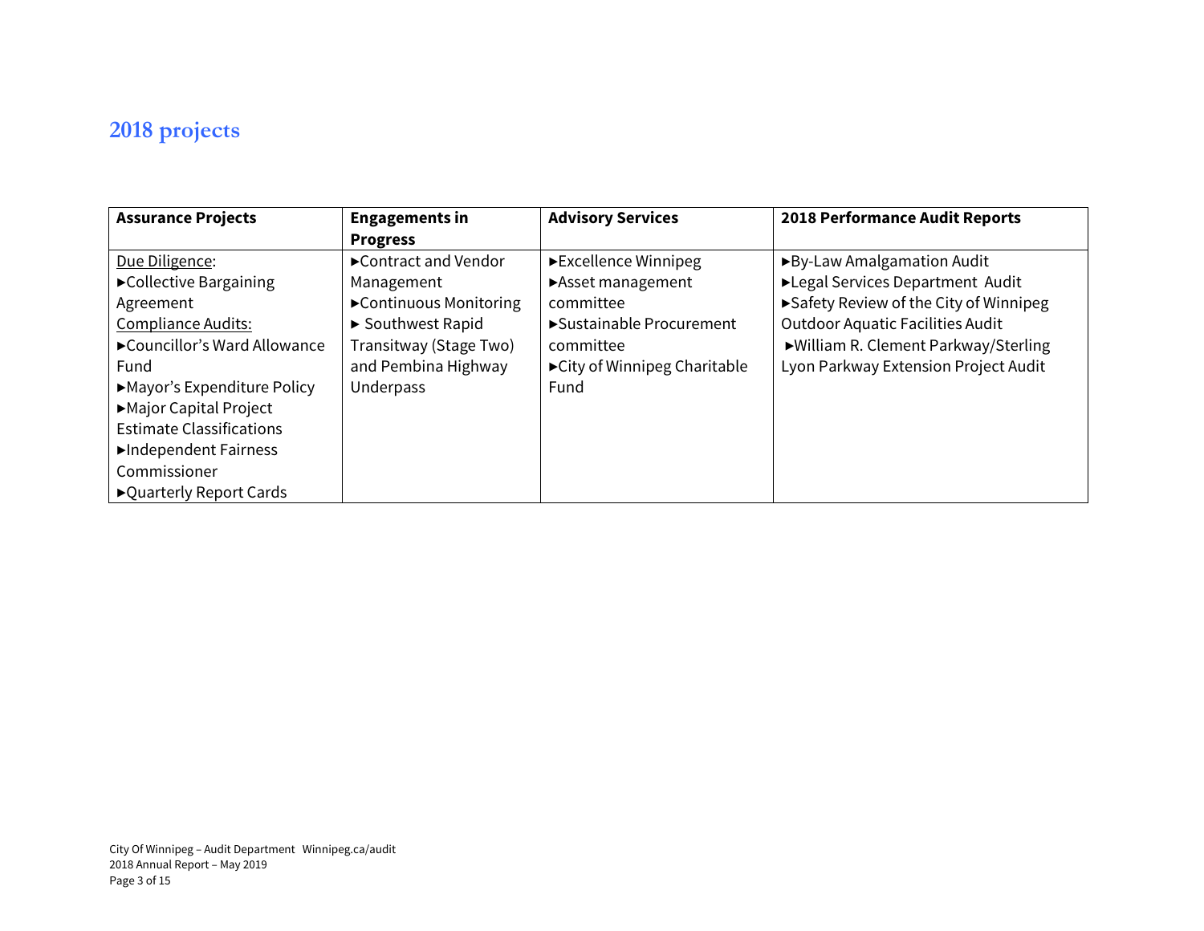## 2018 projects

| Assurance Projects | Engagements in Progress | Advisory Services | 2018 Performance Audit Reports |
|---|---|---|---|
| Due Diligence:<br>►Collective Bargaining Agreement<br>Compliance Audits:<br>►Councillor's Ward Allowance Fund<br>►Mayor's Expenditure Policy<br>►Major Capital Project Estimate Classifications<br>►Independent Fairness Commissioner<br>►Quarterly Report Cards | ►Contract and Vendor Management<br>►Continuous Monitoring<br>► Southwest Rapid Transitway (Stage Two) and Pembina Highway Underpass | ►Excellence Winnipeg<br>►Asset management committee<br>►Sustainable Procurement committee<br>►City of Winnipeg Charitable Fund | ►By-Law Amalgamation Audit<br>►Legal Services Department Audit<br>►Safety Review of the City of Winnipeg Outdoor Aquatic Facilities Audit<br>►William R. Clement Parkway/Sterling Lyon Parkway Extension Project Audit |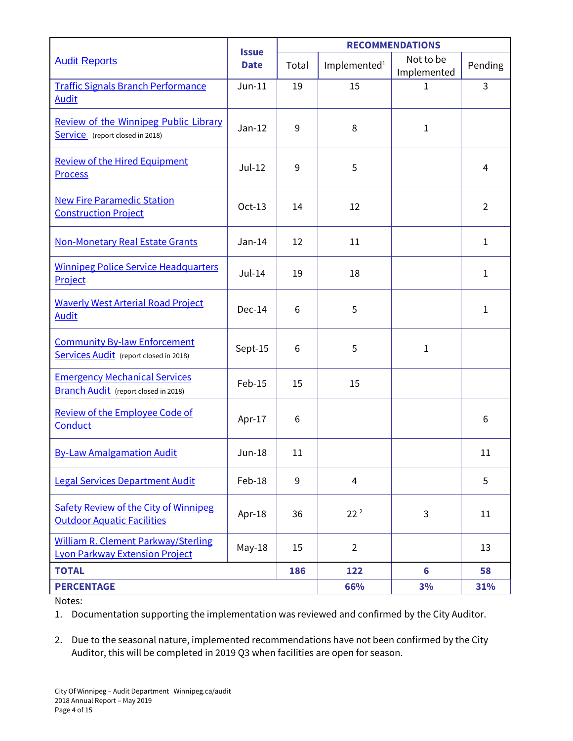| Audit Reports | Issue Date | RECOMMENDATIONS | | | |
|---|---|---|---|---|---|
| | | Total | Implemented[1] | Not to be Implemented | Pending |
| Traffic Signals Branch Performance Audit | Jun-11 | 19 | 15 | 1 | 3 |
| Review of the Winnipeg Public Library Service (report closed in 2018) | Jan-12 | 9 | 8 | 1 | |
| Review of the Hired Equipment Process | Jul-12 | 9 | 5 | | 4 |
| New Fire Paramedic Station Construction Project | Oct-13 | 14 | 12 | | 2 |
| Non-Monetary Real Estate Grants | Jan-14 | 12 | 11 | | 1 |
| Winnipeg Police Service Headquarters Project | Jul-14 | 19 | 18 | | 1 |
| Waverly West Arterial Road Project Audit | Dec-14 | 6 | 5 | | 1 |
| Community By-law Enforcement Services Audit (report closed in 2018) | Sept-15 | 6 | 5 | 1 | |
| Emergency Mechanical Services Branch Audit (report closed in 2018) | Feb-15 | 15 | 15 | | |
| Review of the Employee Code of Conduct | Apr-17 | 6 | | | 6 |
| By-Law Amalgamation Audit | Jun-18 | 11 | | | 11 |
| Legal Services Department Audit | Feb-18 | 9 | 4 | | 5 |
| Safety Review of the City of Winnipeg Outdoor Aquatic Facilities | Apr-18 | 36 | 22 [2] | 3 | 11 |
| William R. Clement Parkway/Sterling Lyon Parkway Extension Project | May-18 | 15 | 2 | | 13 |
| **TOTAL** | | **186** | **122** | **6** | **58** |
| **PERCENTAGE** | | | **66%** | **3%** | **31%** |

Notes:

1. Documentation supporting the implementation was reviewed and confirmed by the City Auditor.

2. Due to the seasonal nature, implemented recommendations have not been confirmed by the City Auditor, this will be completed in 2019 Q3 when facilities are open for season.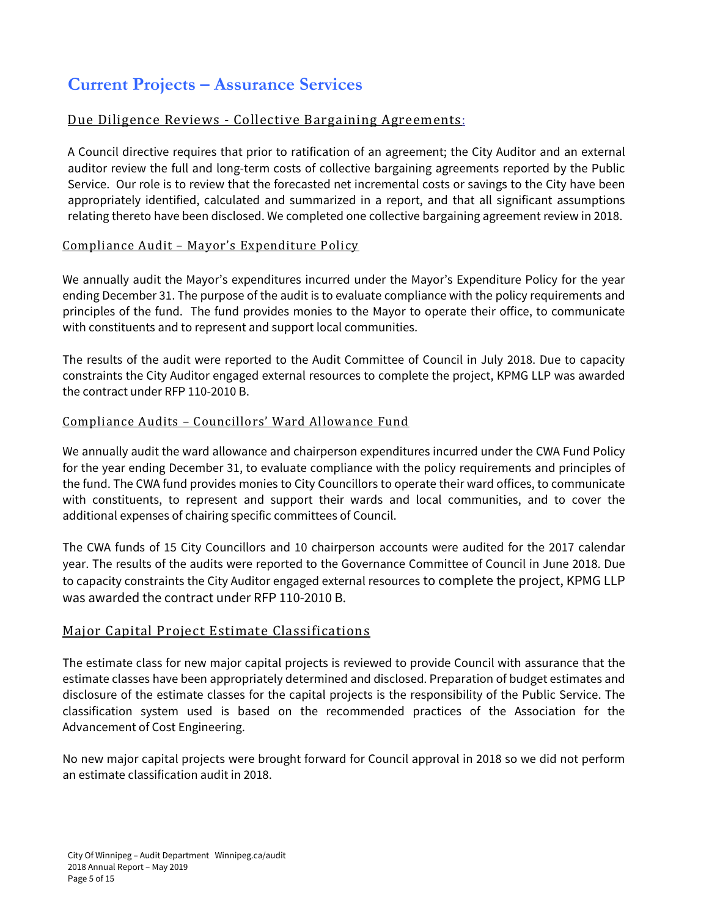# Current Projects – Assurance Services

## Due Diligence Reviews - Collective Bargaining Agreements:

A Council directive requires that prior to ratification of an agreement; the City Auditor and an external auditor review the full and long-term costs of collective bargaining agreements reported by the Public Service. Our role is to review that the forecasted net incremental costs or savings to the City have been appropriately identified, calculated and summarized in a report, and that all significant assumptions relating thereto have been disclosed. We completed one collective bargaining agreement review in 2018.

## Compliance Audit – Mayor's Expenditure Policy

We annually audit the Mayor's expenditures incurred under the Mayor's Expenditure Policy for the year ending December 31. The purpose of the audit is to evaluate compliance with the policy requirements and principles of the fund. The fund provides monies to the Mayor to operate their office, to communicate with constituents and to represent and support local communities.

The results of the audit were reported to the Audit Committee of Council in July 2018. Due to capacity constraints the City Auditor engaged external resources to complete the project, KPMG LLP was awarded the contract under RFP 110-2010 B.

## Compliance Audits – Councillors' Ward Allowance Fund

We annually audit the ward allowance and chairperson expenditures incurred under the CWA Fund Policy for the year ending December 31, to evaluate compliance with the policy requirements and principles of the fund. The CWA fund provides monies to City Councillors to operate their ward offices, to communicate with constituents, to represent and support their wards and local communities, and to cover the additional expenses of chairing specific committees of Council.

The CWA funds of 15 City Councillors and 10 chairperson accounts were audited for the 2017 calendar year. The results of the audits were reported to the Governance Committee of Council in June 2018. Due to capacity constraints the City Auditor engaged external resources to complete the project, KPMG LLP was awarded the contract under RFP 110-2010 B.

## Major Capital Project Estimate Classifications

The estimate class for new major capital projects is reviewed to provide Council with assurance that the estimate classes have been appropriately determined and disclosed. Preparation of budget estimates and disclosure of the estimate classes for the capital projects is the responsibility of the Public Service. The classification system used is based on the recommended practices of the Association for the Advancement of Cost Engineering.

No new major capital projects were brought forward for Council approval in 2018 so we did not perform an estimate classification audit in 2018.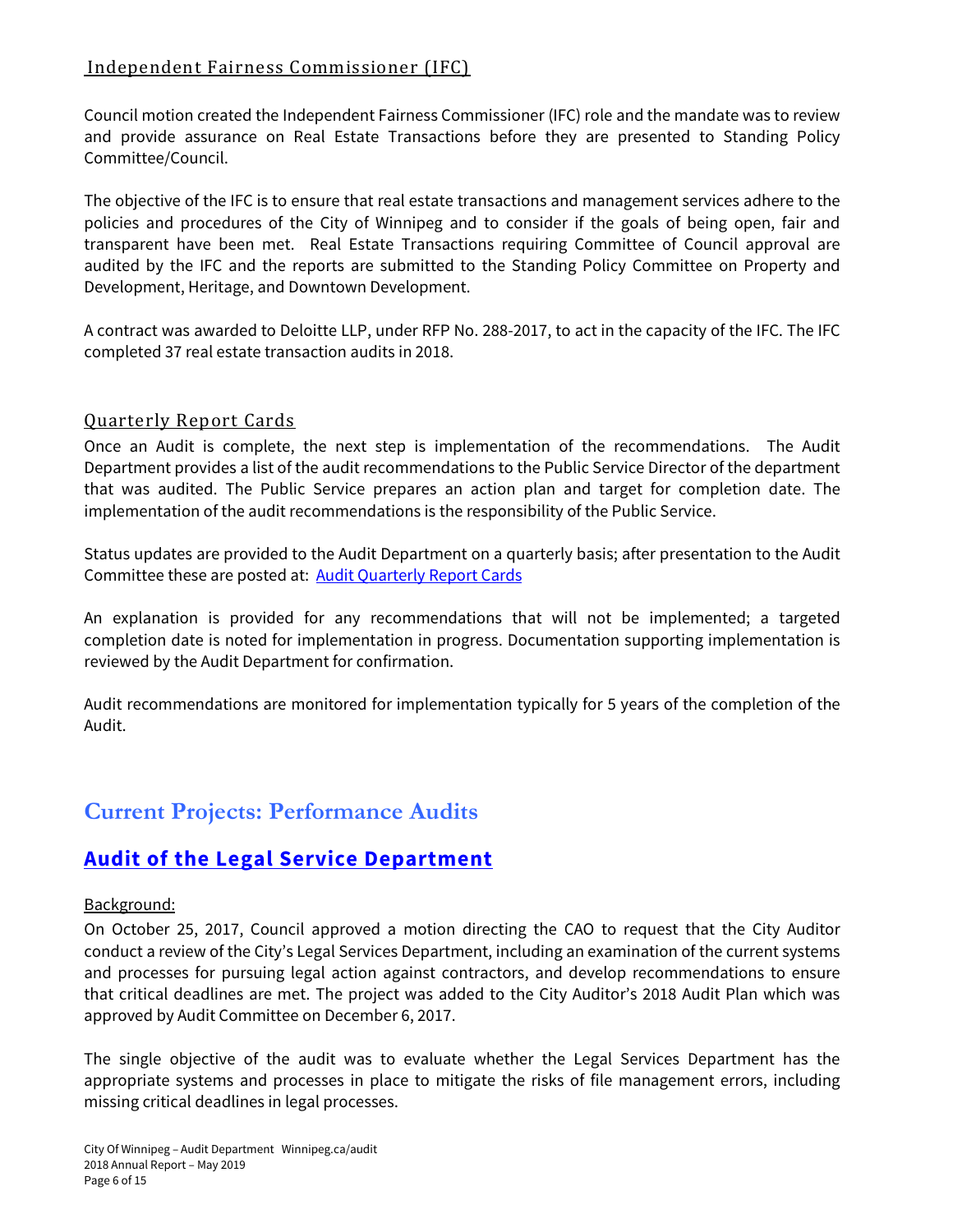### Independent Fairness Commissioner (IFC)

Council motion created the Independent Fairness Commissioner (IFC) role and the mandate was to review and provide assurance on Real Estate Transactions before they are presented to Standing Policy Committee/Council.

The objective of the IFC is to ensure that real estate transactions and management services adhere to the policies and procedures of the City of Winnipeg and to consider if the goals of being open, fair and transparent have been met. Real Estate Transactions requiring Committee of Council approval are audited by the IFC and the reports are submitted to the Standing Policy Committee on Property and Development, Heritage, and Downtown Development.

A contract was awarded to Deloitte LLP, under RFP No. 288-2017, to act in the capacity of the IFC. The IFC completed 37 real estate transaction audits in 2018.

### Quarterly Report Cards

Once an Audit is complete, the next step is implementation of the recommendations. The Audit Department provides a list of the audit recommendations to the Public Service Director of the department that was audited. The Public Service prepares an action plan and target for completion date. The implementation of the audit recommendations is the responsibility of the Public Service.

Status updates are provided to the Audit Department on a quarterly basis; after presentation to the Audit Committee these are posted at: Audit Quarterly Report Cards

An explanation is provided for any recommendations that will not be implemented; a targeted completion date is noted for implementation in progress. Documentation supporting implementation is reviewed by the Audit Department for confirmation.

Audit recommendations are monitored for implementation typically for 5 years of the completion of the Audit.

# Current Projects: Performance Audits

## Audit of the Legal Service Department

Background:

On October 25, 2017, Council approved a motion directing the CAO to request that the City Auditor conduct a review of the City's Legal Services Department, including an examination of the current systems and processes for pursuing legal action against contractors, and develop recommendations to ensure that critical deadlines are met. The project was added to the City Auditor's 2018 Audit Plan which was approved by Audit Committee on December 6, 2017.

The single objective of the audit was to evaluate whether the Legal Services Department has the appropriate systems and processes in place to mitigate the risks of file management errors, including missing critical deadlines in legal processes.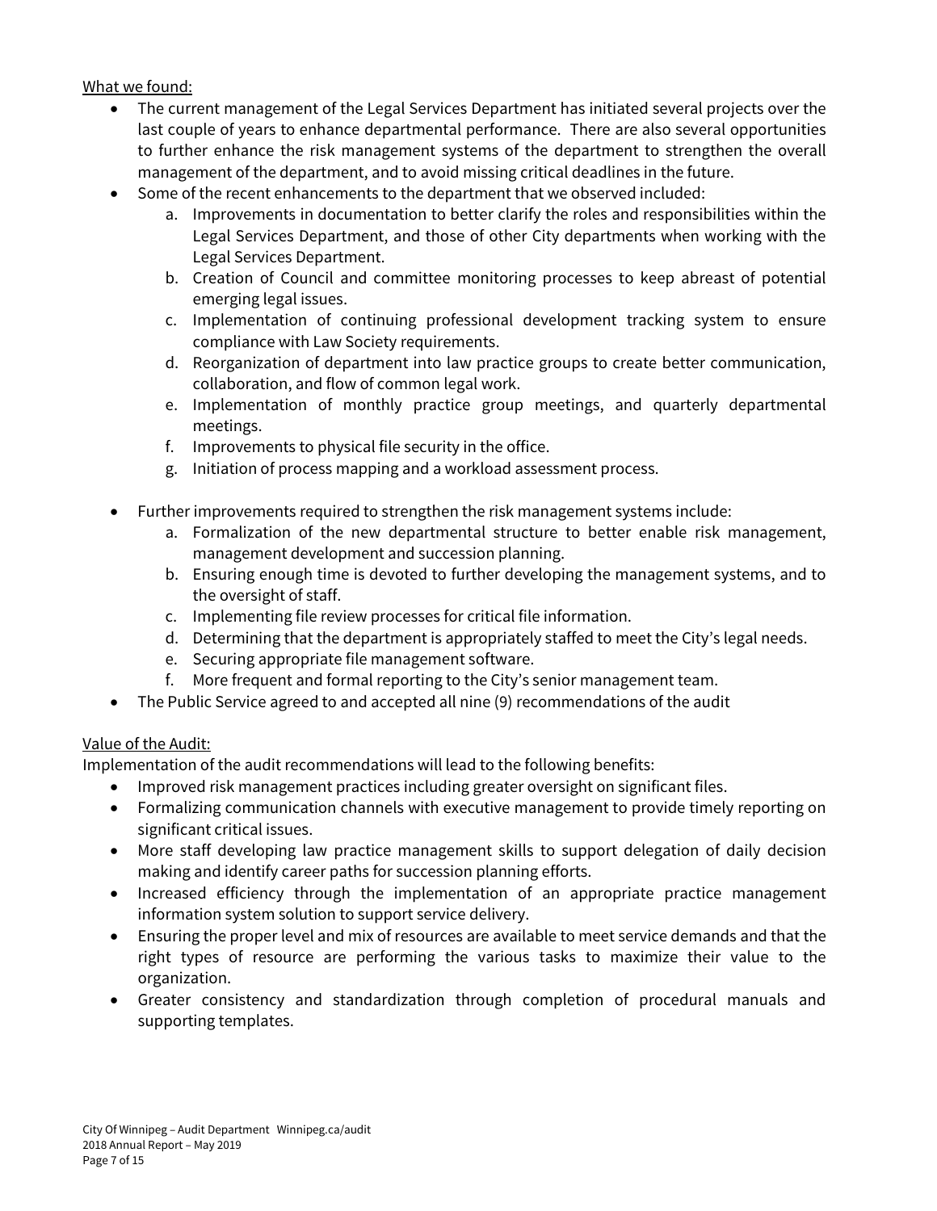What we found:

- The current management of the Legal Services Department has initiated several projects over the last couple of years to enhance departmental performance. There are also several opportunities to further enhance the risk management systems of the department to strengthen the overall management of the department, and to avoid missing critical deadlines in the future.
- Some of the recent enhancements to the department that we observed included:
    a. Improvements in documentation to better clarify the roles and responsibilities within the Legal Services Department, and those of other City departments when working with the Legal Services Department.
    b. Creation of Council and committee monitoring processes to keep abreast of potential emerging legal issues.
    c. Implementation of continuing professional development tracking system to ensure compliance with Law Society requirements.
    d. Reorganization of department into law practice groups to create better communication, collaboration, and flow of common legal work.
    e. Implementation of monthly practice group meetings, and quarterly departmental meetings.
    f. Improvements to physical file security in the office.
    g. Initiation of process mapping and a workload assessment process.

- Further improvements required to strengthen the risk management systems include:
    a. Formalization of the new departmental structure to better enable risk management, management development and succession planning.
    b. Ensuring enough time is devoted to further developing the management systems, and to the oversight of staff.
    c. Implementing file review processes for critical file information.
    d. Determining that the department is appropriately staffed to meet the City's legal needs.
    e. Securing appropriate file management software.
    f. More frequent and formal reporting to the City's senior management team.
- The Public Service agreed to and accepted all nine (9) recommendations of the audit

Value of the Audit:

Implementation of the audit recommendations will lead to the following benefits:

- Improved risk management practices including greater oversight on significant files.
- Formalizing communication channels with executive management to provide timely reporting on significant critical issues.
- More staff developing law practice management skills to support delegation of daily decision making and identify career paths for succession planning efforts.
- Increased efficiency through the implementation of an appropriate practice management information system solution to support service delivery.
- Ensuring the proper level and mix of resources are available to meet service demands and that the right types of resource are performing the various tasks to maximize their value to the organization.
- Greater consistency and standardization through completion of procedural manuals and supporting templates.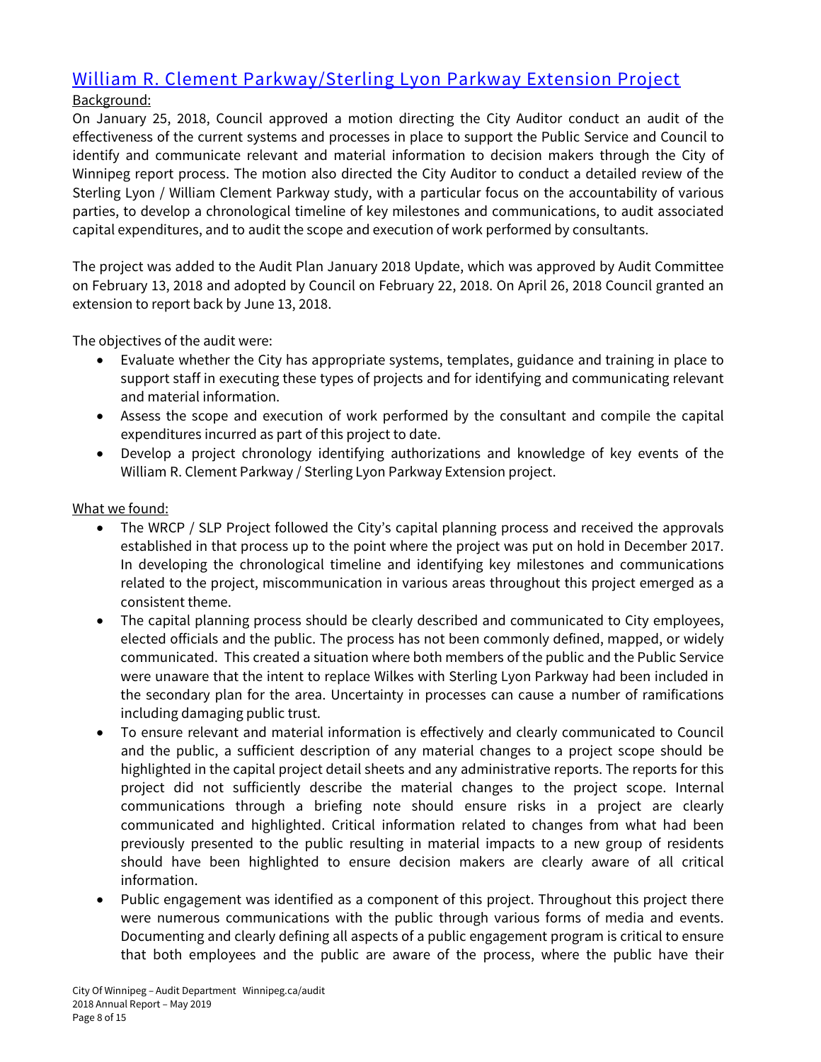## William R. Clement Parkway/Sterling Lyon Parkway Extension Project

Background:

On January 25, 2018, Council approved a motion directing the City Auditor conduct an audit of the effectiveness of the current systems and processes in place to support the Public Service and Council to identify and communicate relevant and material information to decision makers through the City of Winnipeg report process. The motion also directed the City Auditor to conduct a detailed review of the Sterling Lyon / William Clement Parkway study, with a particular focus on the accountability of various parties, to develop a chronological timeline of key milestones and communications, to audit associated capital expenditures, and to audit the scope and execution of work performed by consultants.

The project was added to the Audit Plan January 2018 Update, which was approved by Audit Committee on February 13, 2018 and adopted by Council on February 22, 2018. On April 26, 2018 Council granted an extension to report back by June 13, 2018.

The objectives of the audit were:

- Evaluate whether the City has appropriate systems, templates, guidance and training in place to support staff in executing these types of projects and for identifying and communicating relevant and material information.
- Assess the scope and execution of work performed by the consultant and compile the capital expenditures incurred as part of this project to date.
- Develop a project chronology identifying authorizations and knowledge of key events of the William R. Clement Parkway / Sterling Lyon Parkway Extension project.

What we found:

- The WRCP / SLP Project followed the City's capital planning process and received the approvals established in that process up to the point where the project was put on hold in December 2017. In developing the chronological timeline and identifying key milestones and communications related to the project, miscommunication in various areas throughout this project emerged as a consistent theme.
- The capital planning process should be clearly described and communicated to City employees, elected officials and the public. The process has not been commonly defined, mapped, or widely communicated. This created a situation where both members of the public and the Public Service were unaware that the intent to replace Wilkes with Sterling Lyon Parkway had been included in the secondary plan for the area. Uncertainty in processes can cause a number of ramifications including damaging public trust.
- To ensure relevant and material information is effectively and clearly communicated to Council and the public, a sufficient description of any material changes to a project scope should be highlighted in the capital project detail sheets and any administrative reports. The reports for this project did not sufficiently describe the material changes to the project scope. Internal communications through a briefing note should ensure risks in a project are clearly communicated and highlighted. Critical information related to changes from what had been previously presented to the public resulting in material impacts to a new group of residents should have been highlighted to ensure decision makers are clearly aware of all critical information.
- Public engagement was identified as a component of this project. Throughout this project there were numerous communications with the public through various forms of media and events. Documenting and clearly defining all aspects of a public engagement program is critical to ensure that both employees and the public are aware of the process, where the public have their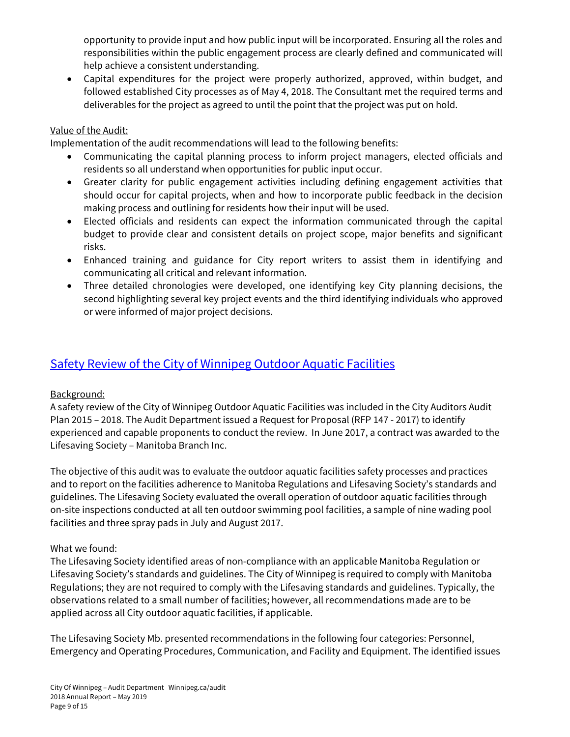opportunity to provide input and how public input will be incorporated. Ensuring all the roles and responsibilities within the public engagement process are clearly defined and communicated will help achieve a consistent understanding.

- Capital expenditures for the project were properly authorized, approved, within budget, and followed established City processes as of May 4, 2018. The Consultant met the required terms and deliverables for the project as agreed to until the point that the project was put on hold.

Value of the Audit:

Implementation of the audit recommendations will lead to the following benefits:

- Communicating the capital planning process to inform project managers, elected officials and residents so all understand when opportunities for public input occur.
- Greater clarity for public engagement activities including defining engagement activities that should occur for capital projects, when and how to incorporate public feedback in the decision making process and outlining for residents how their input will be used.
- Elected officials and residents can expect the information communicated through the capital budget to provide clear and consistent details on project scope, major benefits and significant risks.
- Enhanced training and guidance for City report writers to assist them in identifying and communicating all critical and relevant information.
- Three detailed chronologies were developed, one identifying key City planning decisions, the second highlighting several key project events and the third identifying individuals who approved or were informed of major project decisions.

## Safety Review of the City of Winnipeg Outdoor Aquatic Facilities

Background:

A safety review of the City of Winnipeg Outdoor Aquatic Facilities was included in the City Auditors Audit Plan 2015 – 2018. The Audit Department issued a Request for Proposal (RFP 147 - 2017) to identify experienced and capable proponents to conduct the review. In June 2017, a contract was awarded to the Lifesaving Society – Manitoba Branch Inc.

The objective of this audit was to evaluate the outdoor aquatic facilities safety processes and practices and to report on the facilities adherence to Manitoba Regulations and Lifesaving Society's standards and guidelines. The Lifesaving Society evaluated the overall operation of outdoor aquatic facilities through on-site inspections conducted at all ten outdoor swimming pool facilities, a sample of nine wading pool facilities and three spray pads in July and August 2017.

What we found:

The Lifesaving Society identified areas of non-compliance with an applicable Manitoba Regulation or Lifesaving Society's standards and guidelines. The City of Winnipeg is required to comply with Manitoba Regulations; they are not required to comply with the Lifesaving standards and guidelines. Typically, the observations related to a small number of facilities; however, all recommendations made are to be applied across all City outdoor aquatic facilities, if applicable.

The Lifesaving Society Mb. presented recommendations in the following four categories: Personnel, Emergency and Operating Procedures, Communication, and Facility and Equipment. The identified issues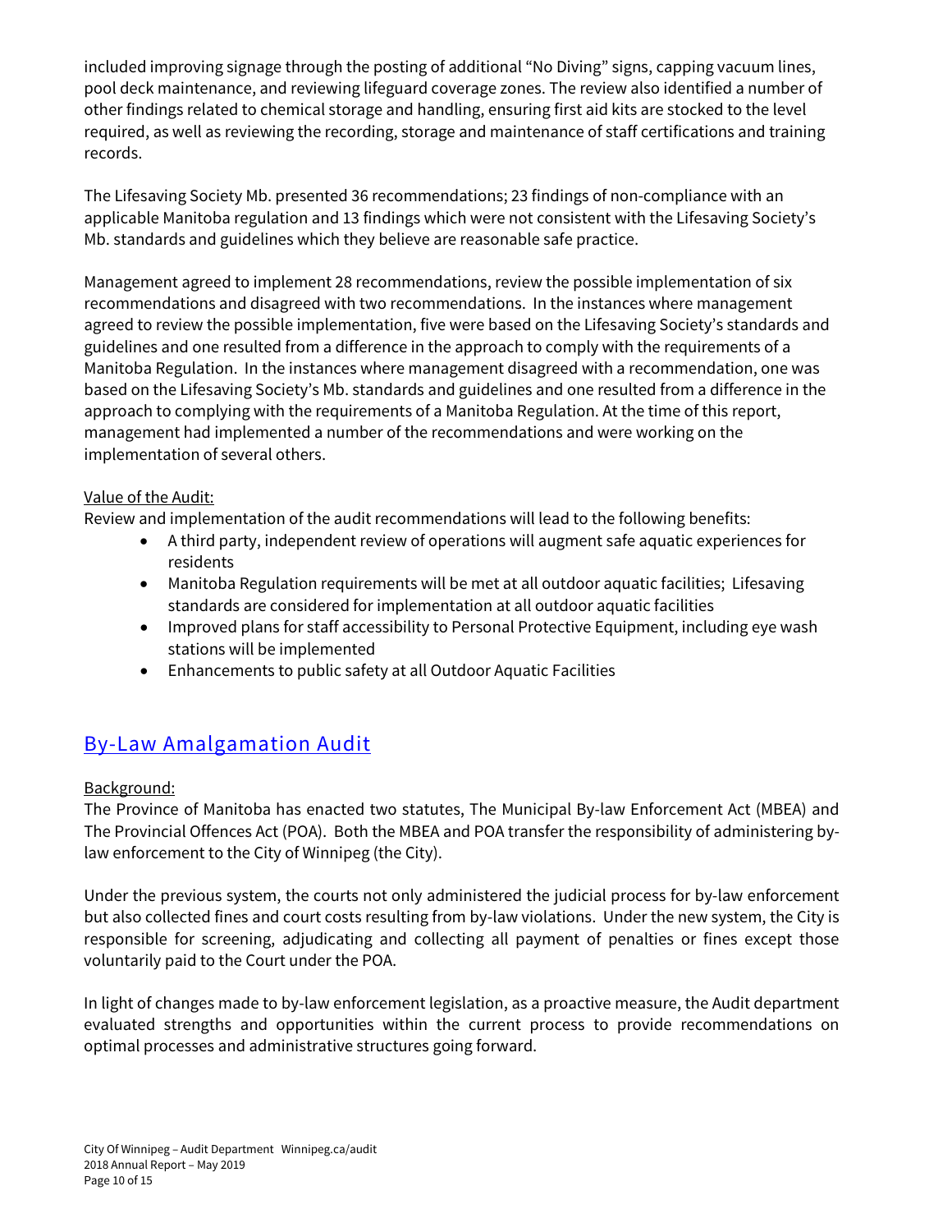included improving signage through the posting of additional "No Diving" signs, capping vacuum lines, pool deck maintenance, and reviewing lifeguard coverage zones. The review also identified a number of other findings related to chemical storage and handling, ensuring first aid kits are stocked to the level required, as well as reviewing the recording, storage and maintenance of staff certifications and training records.

The Lifesaving Society Mb. presented 36 recommendations; 23 findings of non-compliance with an applicable Manitoba regulation and 13 findings which were not consistent with the Lifesaving Society's Mb. standards and guidelines which they believe are reasonable safe practice.

Management agreed to implement 28 recommendations, review the possible implementation of six recommendations and disagreed with two recommendations. In the instances where management agreed to review the possible implementation, five were based on the Lifesaving Society's standards and guidelines and one resulted from a difference in the approach to comply with the requirements of a Manitoba Regulation. In the instances where management disagreed with a recommendation, one was based on the Lifesaving Society's Mb. standards and guidelines and one resulted from a difference in the approach to complying with the requirements of a Manitoba Regulation. At the time of this report, management had implemented a number of the recommendations and were working on the implementation of several others.

Value of the Audit:

Review and implementation of the audit recommendations will lead to the following benefits:

- A third party, independent review of operations will augment safe aquatic experiences for residents
- Manitoba Regulation requirements will be met at all outdoor aquatic facilities; Lifesaving standards are considered for implementation at all outdoor aquatic facilities
- Improved plans for staff accessibility to Personal Protective Equipment, including eye wash stations will be implemented
- Enhancements to public safety at all Outdoor Aquatic Facilities

## By-Law Amalgamation Audit

Background:

The Province of Manitoba has enacted two statutes, The Municipal By-law Enforcement Act (MBEA) and The Provincial Offences Act (POA). Both the MBEA and POA transfer the responsibility of administering by-law enforcement to the City of Winnipeg (the City).

Under the previous system, the courts not only administered the judicial process for by-law enforcement but also collected fines and court costs resulting from by-law violations. Under the new system, the City is responsible for screening, adjudicating and collecting all payment of penalties or fines except those voluntarily paid to the Court under the POA.

In light of changes made to by-law enforcement legislation, as a proactive measure, the Audit department evaluated strengths and opportunities within the current process to provide recommendations on optimal processes and administrative structures going forward.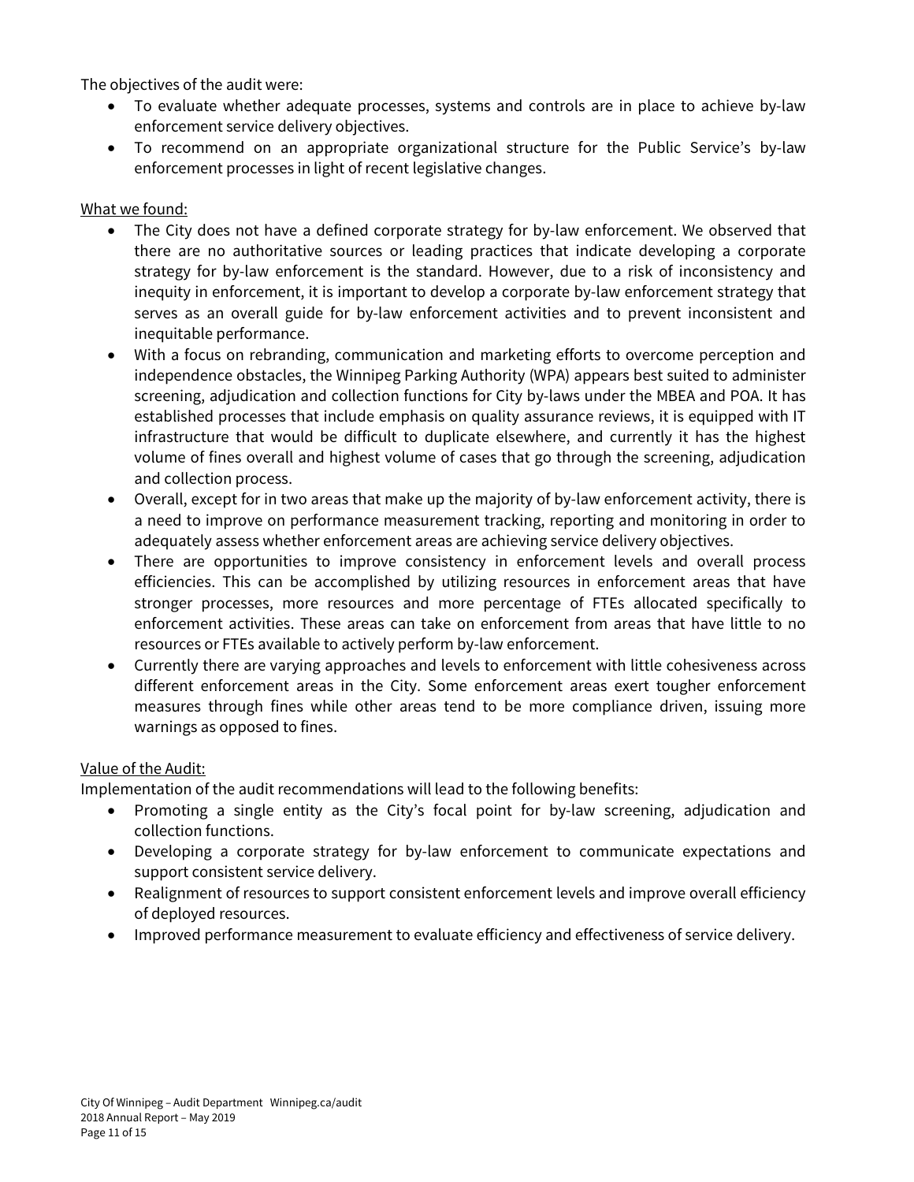The objectives of the audit were:

- To evaluate whether adequate processes, systems and controls are in place to achieve by-law enforcement service delivery objectives.
- To recommend on an appropriate organizational structure for the Public Service's by-law enforcement processes in light of recent legislative changes.

What we found:

- The City does not have a defined corporate strategy for by-law enforcement. We observed that there are no authoritative sources or leading practices that indicate developing a corporate strategy for by-law enforcement is the standard. However, due to a risk of inconsistency and inequity in enforcement, it is important to develop a corporate by-law enforcement strategy that serves as an overall guide for by-law enforcement activities and to prevent inconsistent and inequitable performance.
- With a focus on rebranding, communication and marketing efforts to overcome perception and independence obstacles, the Winnipeg Parking Authority (WPA) appears best suited to administer screening, adjudication and collection functions for City by-laws under the MBEA and POA. It has established processes that include emphasis on quality assurance reviews, it is equipped with IT infrastructure that would be difficult to duplicate elsewhere, and currently it has the highest volume of fines overall and highest volume of cases that go through the screening, adjudication and collection process.
- Overall, except for in two areas that make up the majority of by-law enforcement activity, there is a need to improve on performance measurement tracking, reporting and monitoring in order to adequately assess whether enforcement areas are achieving service delivery objectives.
- There are opportunities to improve consistency in enforcement levels and overall process efficiencies. This can be accomplished by utilizing resources in enforcement areas that have stronger processes, more resources and more percentage of FTEs allocated specifically to enforcement activities. These areas can take on enforcement from areas that have little to no resources or FTEs available to actively perform by-law enforcement.
- Currently there are varying approaches and levels to enforcement with little cohesiveness across different enforcement areas in the City. Some enforcement areas exert tougher enforcement measures through fines while other areas tend to be more compliance driven, issuing more warnings as opposed to fines.

Value of the Audit:

Implementation of the audit recommendations will lead to the following benefits:

- Promoting a single entity as the City's focal point for by-law screening, adjudication and collection functions.
- Developing a corporate strategy for by-law enforcement to communicate expectations and support consistent service delivery.
- Realignment of resources to support consistent enforcement levels and improve overall efficiency of deployed resources.
- Improved performance measurement to evaluate efficiency and effectiveness of service delivery.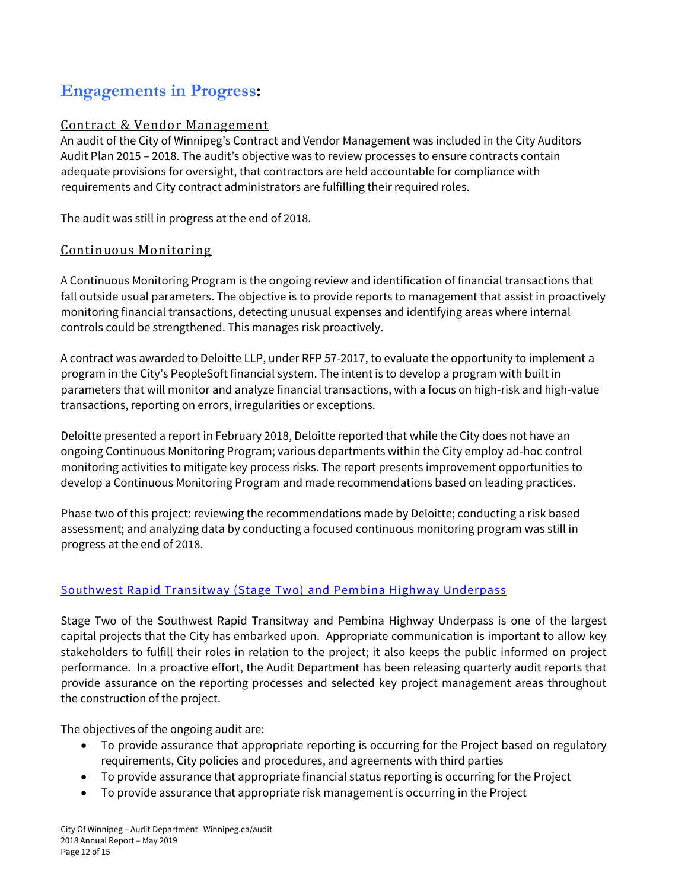## Engagements in Progress:

### Contract & Vendor Management

An audit of the City of Winnipeg's Contract and Vendor Management was included in the City Auditors Audit Plan 2015 – 2018. The audit's objective was to review processes to ensure contracts contain adequate provisions for oversight, that contractors are held accountable for compliance with requirements and City contract administrators are fulfilling their required roles.

The audit was still in progress at the end of 2018.

### Continuous Monitoring

A Continuous Monitoring Program is the ongoing review and identification of financial transactions that fall outside usual parameters. The objective is to provide reports to management that assist in proactively monitoring financial transactions, detecting unusual expenses and identifying areas where internal controls could be strengthened. This manages risk proactively.

A contract was awarded to Deloitte LLP, under RFP 57-2017, to evaluate the opportunity to implement a program in the City's PeopleSoft financial system. The intent is to develop a program with built in parameters that will monitor and analyze financial transactions, with a focus on high-risk and high-value transactions, reporting on errors, irregularities or exceptions.

Deloitte presented a report in February 2018, Deloitte reported that while the City does not have an ongoing Continuous Monitoring Program; various departments within the City employ ad-hoc control monitoring activities to mitigate key process risks. The report presents improvement opportunities to develop a Continuous Monitoring Program and made recommendations based on leading practices.

Phase two of this project: reviewing the recommendations made by Deloitte; conducting a risk based assessment; and analyzing data by conducting a focused continuous monitoring program was still in progress at the end of 2018.

### Southwest Rapid Transitway (Stage Two) and Pembina Highway Underpass

Stage Two of the Southwest Rapid Transitway and Pembina Highway Underpass is one of the largest capital projects that the City has embarked upon. Appropriate communication is important to allow key stakeholders to fulfill their roles in relation to the project; it also keeps the public informed on project performance. In a proactive effort, the Audit Department has been releasing quarterly audit reports that provide assurance on the reporting processes and selected key project management areas throughout the construction of the project.

The objectives of the ongoing audit are:

- To provide assurance that appropriate reporting is occurring for the Project based on regulatory requirements, City policies and procedures, and agreements with third parties
- To provide assurance that appropriate financial status reporting is occurring for the Project
- To provide assurance that appropriate risk management is occurring in the Project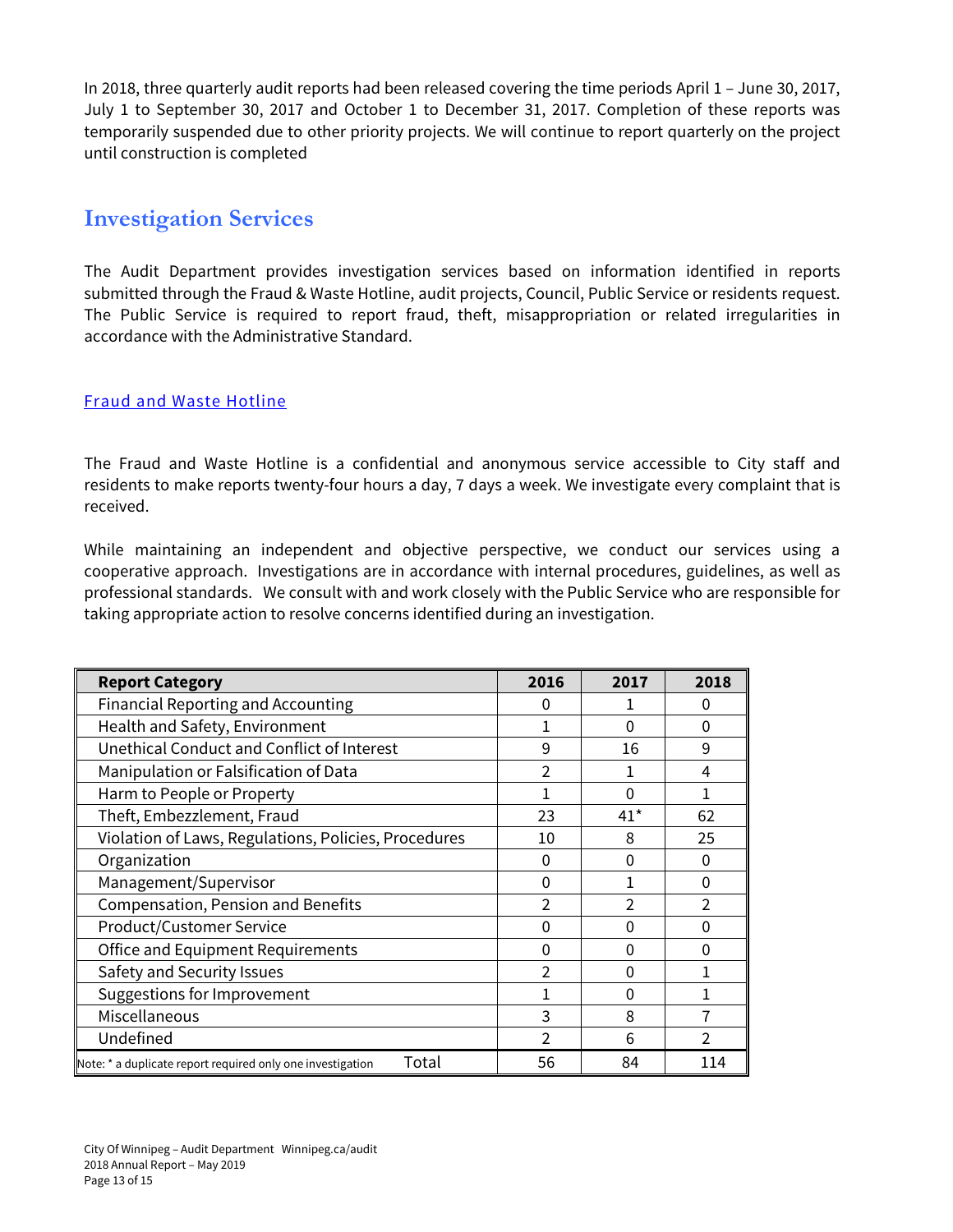In 2018, three quarterly audit reports had been released covering the time periods April 1 – June 30, 2017, July 1 to September 30, 2017 and October 1 to December 31, 2017. Completion of these reports was temporarily suspended due to other priority projects. We will continue to report quarterly on the project until construction is completed

## Investigation Services

The Audit Department provides investigation services based on information identified in reports submitted through the Fraud & Waste Hotline, audit projects, Council, Public Service or residents request. The Public Service is required to report fraud, theft, misappropriation or related irregularities in accordance with the Administrative Standard.

### Fraud and Waste Hotline

The Fraud and Waste Hotline is a confidential and anonymous service accessible to City staff and residents to make reports twenty-four hours a day, 7 days a week. We investigate every complaint that is received.

While maintaining an independent and objective perspective, we conduct our services using a cooperative approach. Investigations are in accordance with internal procedures, guidelines, as well as professional standards. We consult with and work closely with the Public Service who are responsible for taking appropriate action to resolve concerns identified during an investigation.

| Report Category | 2016 | 2017 | 2018 |
|---|---|---|---|
| Financial Reporting and Accounting | 0 | 1 | 0 |
| Health and Safety, Environment | 1 | 0 | 0 |
| Unethical Conduct and Conflict of Interest | 9 | 16 | 9 |
| Manipulation or Falsification of Data | 2 | 1 | 4 |
| Harm to People or Property | 1 | 0 | 1 |
| Theft, Embezzlement, Fraud | 23 | 41* | 62 |
| Violation of Laws, Regulations, Policies, Procedures | 10 | 8 | 25 |
| Organization | 0 | 0 | 0 |
| Management/Supervisor | 0 | 1 | 0 |
| Compensation, Pension and Benefits | 2 | 2 | 2 |
| Product/Customer Service | 0 | 0 | 0 |
| Office and Equipment Requirements | 0 | 0 | 0 |
| Safety and Security Issues | 2 | 0 | 1 |
| Suggestions for Improvement | 1 | 0 | 1 |
| Miscellaneous | 3 | 8 | 7 |
| Undefined | 2 | 6 | 2 |
| Note: * a duplicate report required only one investigation — Total | 56 | 84 | 114 |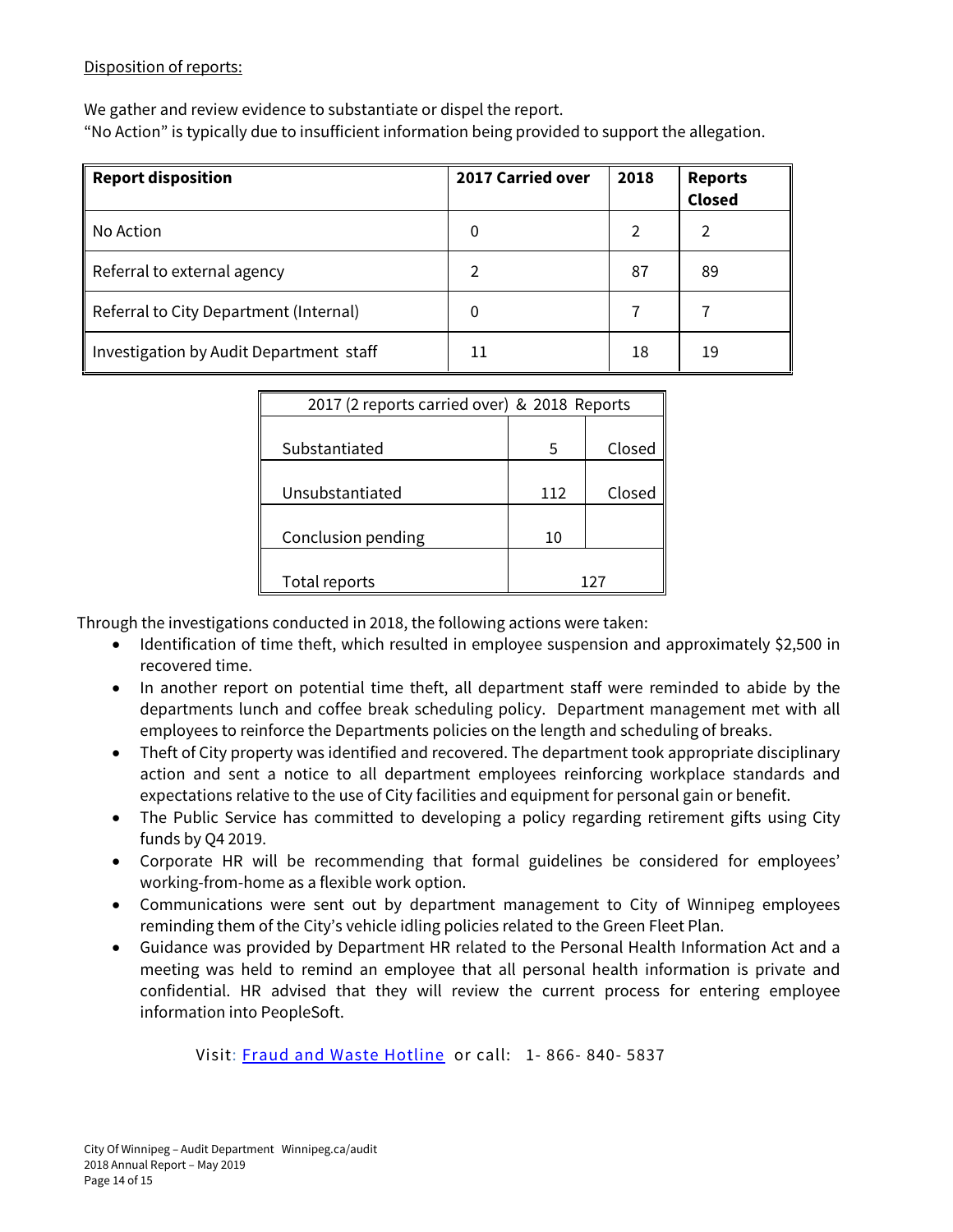Disposition of reports:

We gather and review evidence to substantiate or dispel the report.
"No Action" is typically due to insufficient information being provided to support the allegation.

| Report disposition | 2017 Carried over | 2018 | Reports Closed |
|---|---|---|---|
| No Action | 0 | 2 | 2 |
| Referral to external agency | 2 | 87 | 89 |
| Referral to City Department (Internal) | 0 | 7 | 7 |
| Investigation by Audit Department staff | 11 | 18 | 19 |

| 2017 (2 reports carried over) & 2018 Reports | | |
|---|---|---|
| Substantiated | 5 | Closed |
| Unsubstantiated | 112 | Closed |
| Conclusion pending | 10 | |
| Total reports | 127 | |

Through the investigations conducted in 2018, the following actions were taken:

- Identification of time theft, which resulted in employee suspension and approximately $2,500 in recovered time.
- In another report on potential time theft, all department staff were reminded to abide by the departments lunch and coffee break scheduling policy. Department management met with all employees to reinforce the Departments policies on the length and scheduling of breaks.
- Theft of City property was identified and recovered. The department took appropriate disciplinary action and sent a notice to all department employees reinforcing workplace standards and expectations relative to the use of City facilities and equipment for personal gain or benefit.
- The Public Service has committed to developing a policy regarding retirement gifts using City funds by Q4 2019.
- Corporate HR will be recommending that formal guidelines be considered for employees' working-from-home as a flexible work option.
- Communications were sent out by department management to City of Winnipeg employees reminding them of the City's vehicle idling policies related to the Green Fleet Plan.
- Guidance was provided by Department HR related to the Personal Health Information Act and a meeting was held to remind an employee that all personal health information is private and confidential. HR advised that they will review the current process for entering employee information into PeopleSoft.

Visit: [Fraud and Waste Hotline]() or call: 1- 866- 840- 5837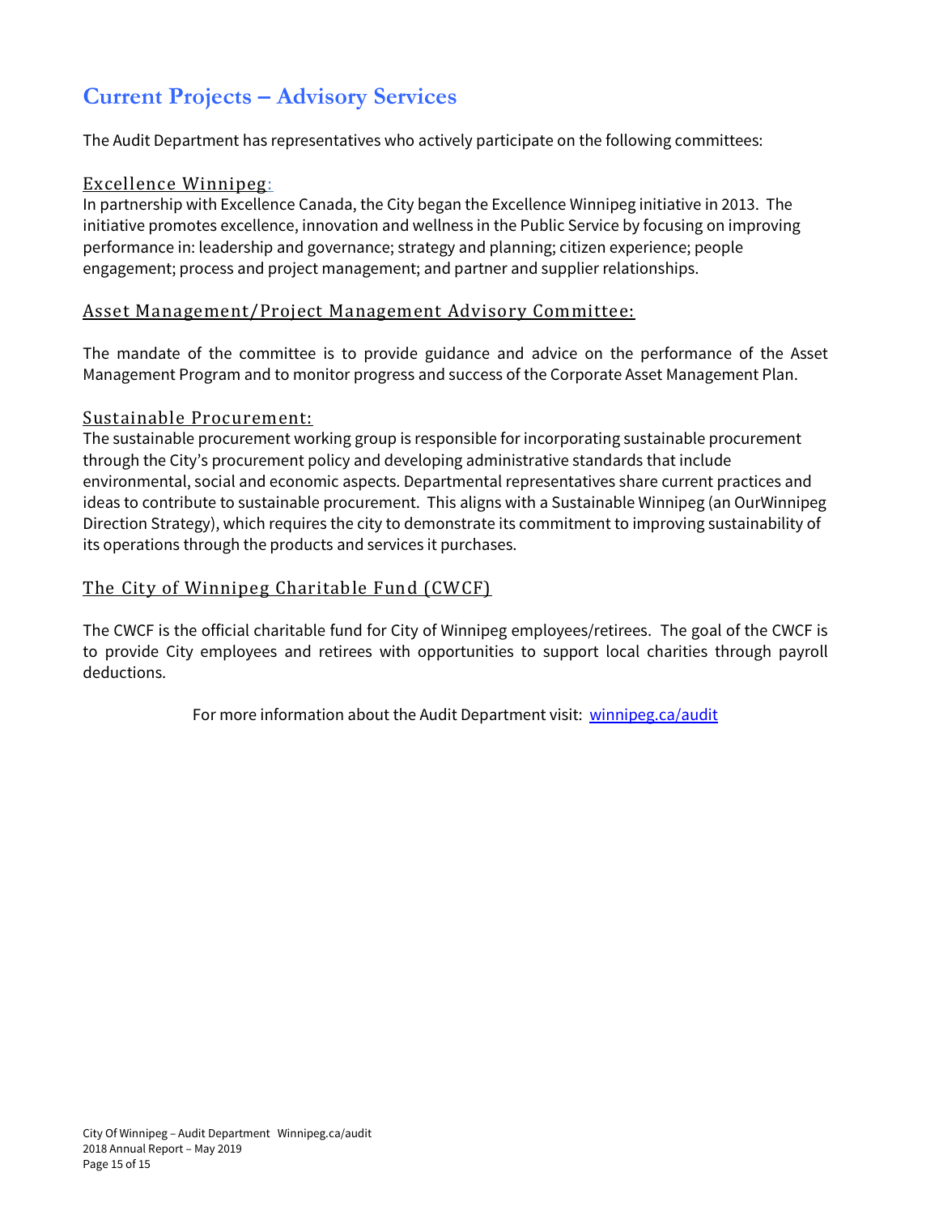# Current Projects – Advisory Services

The Audit Department has representatives who actively participate on the following committees:

## Excellence Winnipeg:

In partnership with Excellence Canada, the City began the Excellence Winnipeg initiative in 2013. The initiative promotes excellence, innovation and wellness in the Public Service by focusing on improving performance in: leadership and governance; strategy and planning; citizen experience; people engagement; process and project management; and partner and supplier relationships.

## Asset Management/Project Management Advisory Committee:

The mandate of the committee is to provide guidance and advice on the performance of the Asset Management Program and to monitor progress and success of the Corporate Asset Management Plan.

## Sustainable Procurement:

The sustainable procurement working group is responsible for incorporating sustainable procurement through the City's procurement policy and developing administrative standards that include environmental, social and economic aspects. Departmental representatives share current practices and ideas to contribute to sustainable procurement. This aligns with a Sustainable Winnipeg (an OurWinnipeg Direction Strategy), which requires the city to demonstrate its commitment to improving sustainability of its operations through the products and services it purchases.

## The City of Winnipeg Charitable Fund (CWCF)

The CWCF is the official charitable fund for City of Winnipeg employees/retirees. The goal of the CWCF is to provide City employees and retirees with opportunities to support local charities through payroll deductions.

For more information about the Audit Department visit: [winnipeg.ca/audit](winnipeg.ca/audit)